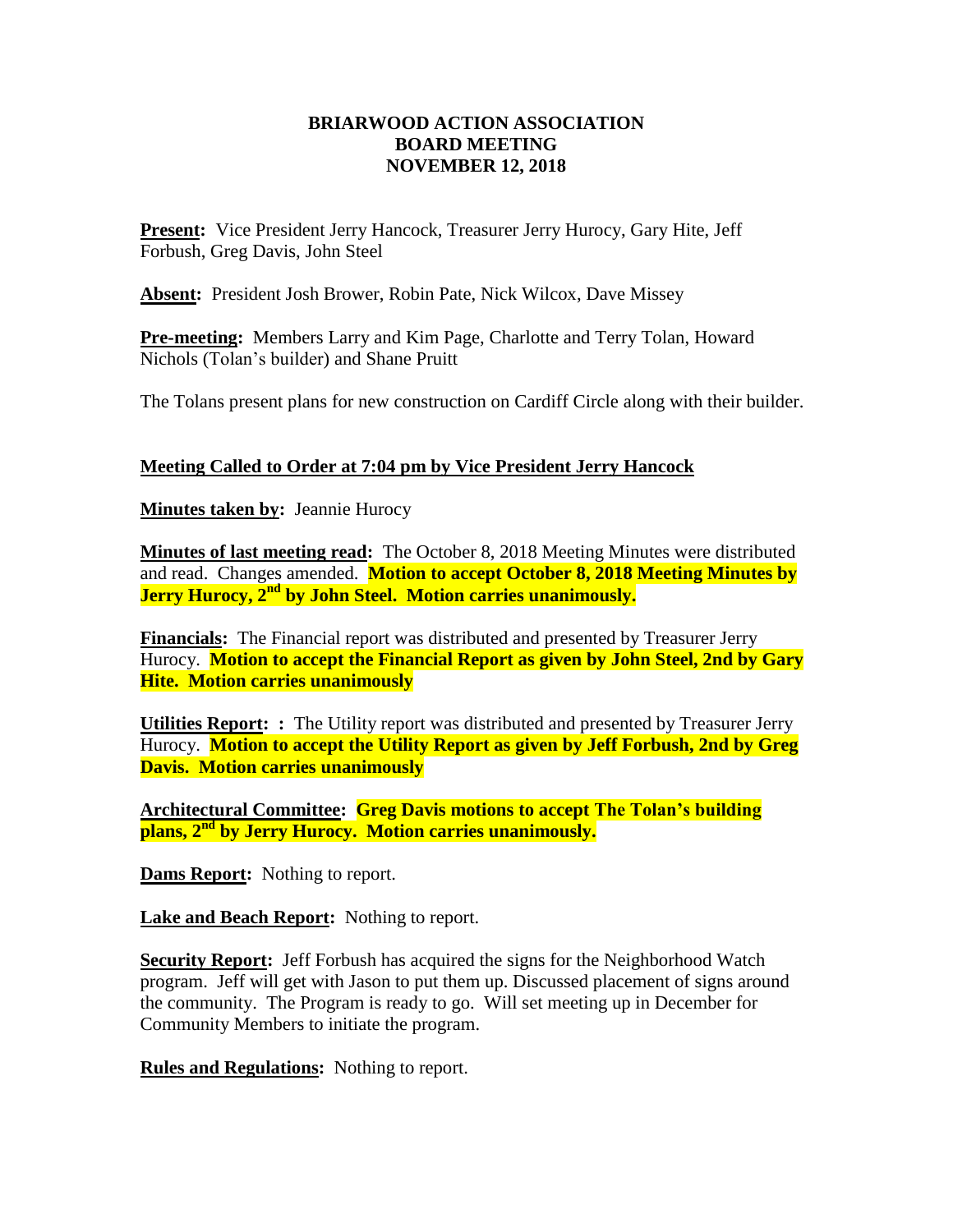# BRIARWOOD ACTION ASSOCIATION
## BOARD MEETING
## NOVEMBER 12, 2018

**Present:** Vice President Jerry Hancock, Treasurer Jerry Hurocy, Gary Hite, Jeff Forbush, Greg Davis, John Steel

**Absent:** President Josh Brower, Robin Pate, Nick Wilcox, Dave Missey

**Pre-meeting:** Members Larry and Kim Page, Charlotte and Terry Tolan, Howard Nichols (Tolan's builder) and Shane Pruitt

The Tolans present plans for new construction on Cardiff Circle along with their builder.

**Meeting Called to Order at 7:04 pm by Vice President Jerry Hancock**

**Minutes taken by:** Jeannie Hurocy

**Minutes of last meeting read:** The October 8, 2018 Meeting Minutes were distributed and read. Changes amended. **Motion to accept October 8, 2018 Meeting Minutes by Jerry Hurocy, 2nd by John Steel. Motion carries unanimously.**

**Financials:** The Financial report was distributed and presented by Treasurer Jerry Hurocy. **Motion to accept the Financial Report as given by John Steel, 2nd by Gary Hite. Motion carries unanimously**

**Utilities Report: :** The Utility report was distributed and presented by Treasurer Jerry Hurocy. **Motion to accept the Utility Report as given by Jeff Forbush, 2nd by Greg Davis. Motion carries unanimously**

**Architectural Committee:** **Greg Davis motions to accept The Tolan's building plans, 2nd by Jerry Hurocy. Motion carries unanimously.**

**Dams Report:** Nothing to report.

**Lake and Beach Report:** Nothing to report.

**Security Report:** Jeff Forbush has acquired the signs for the Neighborhood Watch program. Jeff will get with Jason to put them up. Discussed placement of signs around the community. The Program is ready to go. Will set meeting up in December for Community Members to initiate the program.

**Rules and Regulations:** Nothing to report.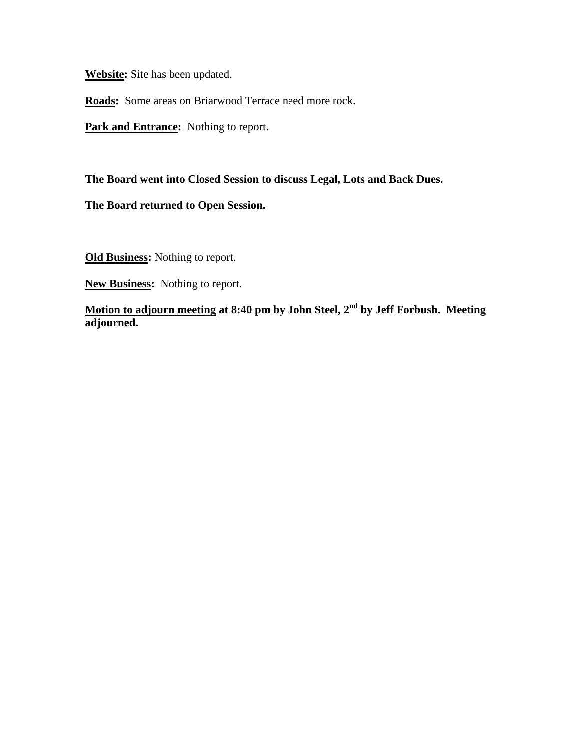**Website:** Site has been updated.

**Roads:** Some areas on Briarwood Terrace need more rock.

**Park and Entrance:** Nothing to report.

**The Board went into Closed Session to discuss Legal, Lots and Back Dues.**

**The Board returned to Open Session.**

**Old Business:** Nothing to report.

**New Business:** Nothing to report.

**Motion to adjourn meeting at 8:40 pm by John Steel, 2nd by Jeff Forbush. Meeting adjourned.**